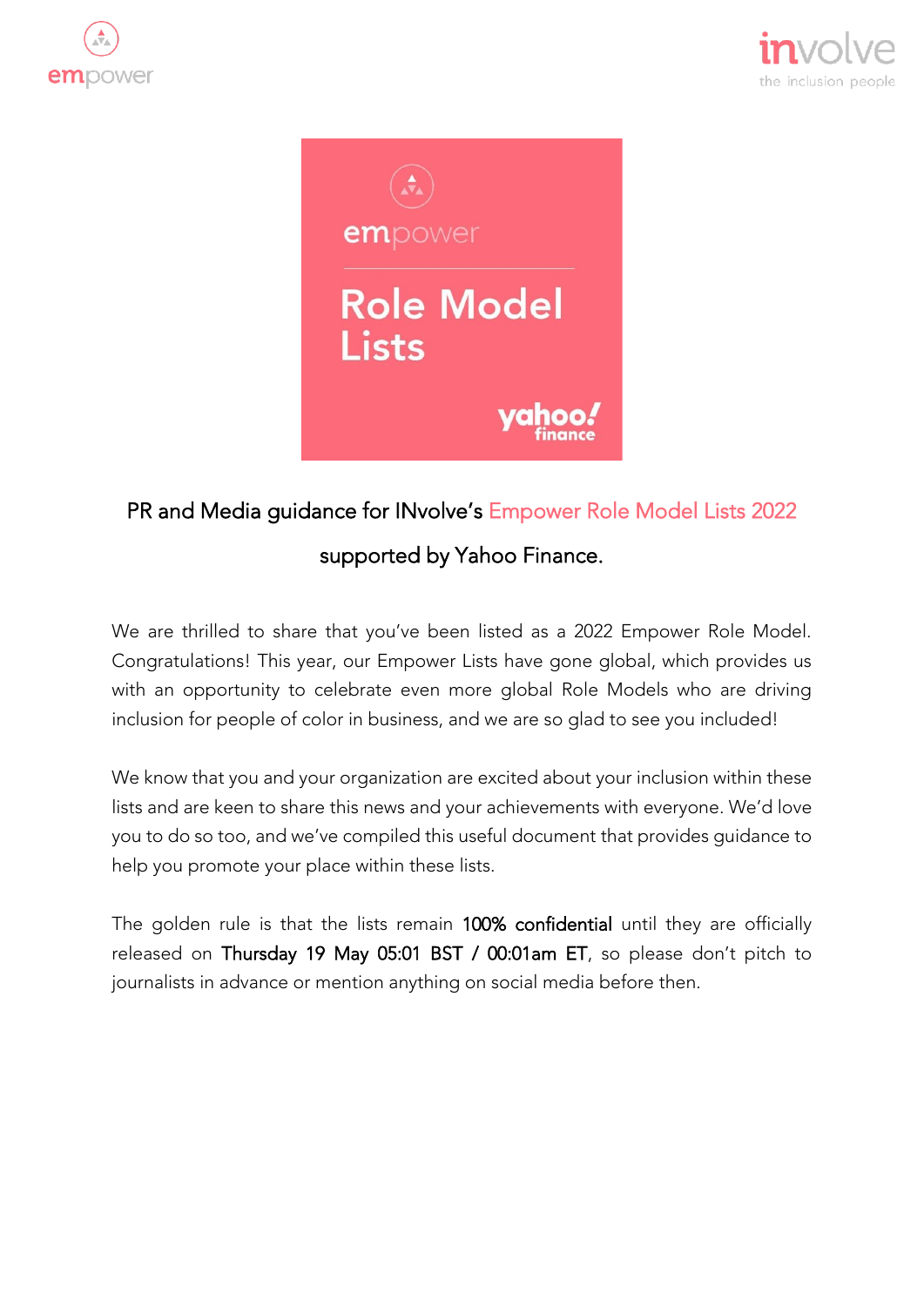# PR and Media guidance for INvolve's Empower Role Model Lists 2022 supported by Yahoo Finance.

We are thrilled to share that you've been listed as a 2022 Empower Role Model. Congratulations! This year, our Empower Lists have gone global, which provides us with an opportunity to celebrate even more global Role Models who are driving inclusion for people of color in business, and we are so glad to see you included!

We know that you and your organization are excited about your inclusion within these lists and are keen to share this news and your achievements with everyone. We'd love you to do so too, and we've compiled this useful document that provides guidance to help you promote your place within these lists.

The golden rule is that the lists remain **100% confidential** until they are officially released on **Thursday 19 May 05:01 BST / 00:01am ET**, so please don't pitch to journalists in advance or mention anything on social media before then.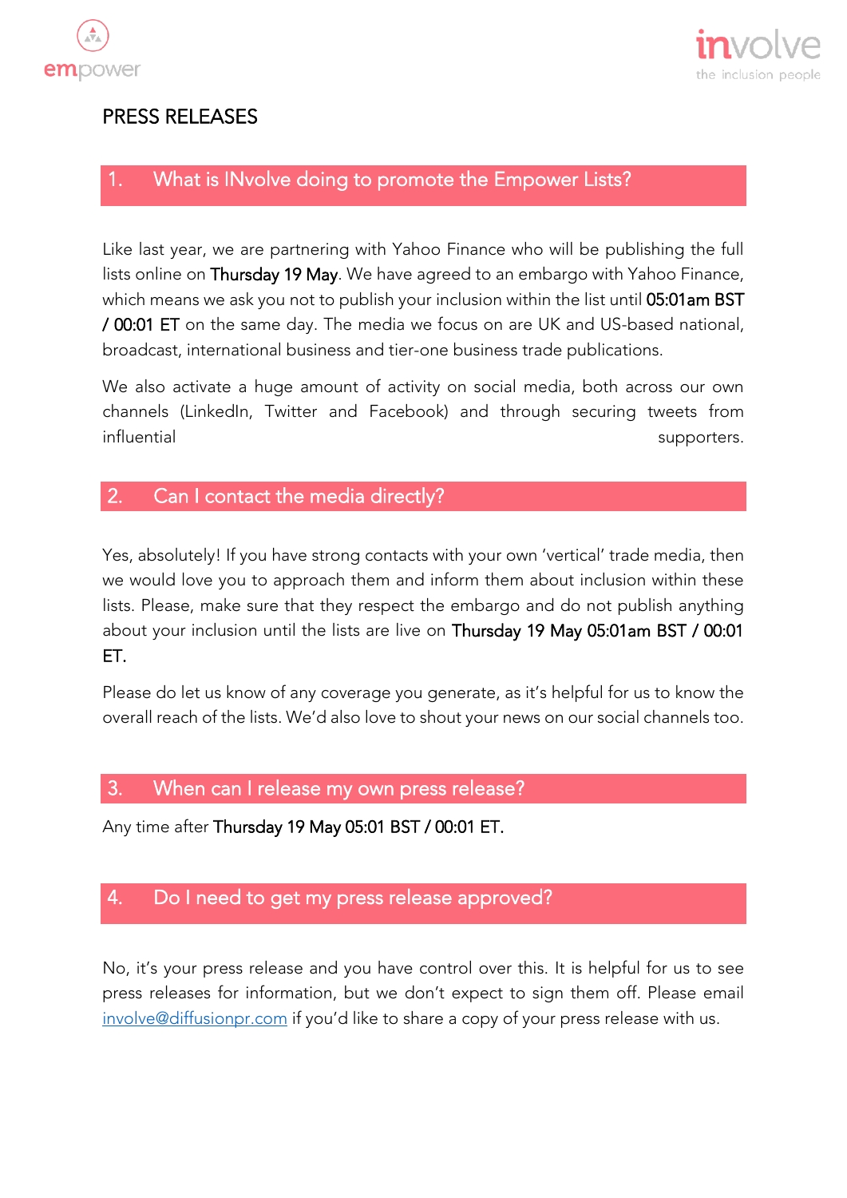# PRESS RELEASES

## 1. What is INvolve doing to promote the Empower Lists?

Like last year, we are partnering with Yahoo Finance who will be publishing the full lists online on Thursday 19 May. We have agreed to an embargo with Yahoo Finance, which means we ask you not to publish your inclusion within the list until 05:01am BST / 00:01 ET on the same day. The media we focus on are UK and US-based national, broadcast, international business and tier-one business trade publications.

We also activate a huge amount of activity on social media, both across our own channels (LinkedIn, Twitter and Facebook) and through securing tweets from influential supporters.

## 2. Can I contact the media directly?

Yes, absolutely! If you have strong contacts with your own 'vertical' trade media, then we would love you to approach them and inform them about inclusion within these lists. Please, make sure that they respect the embargo and do not publish anything about your inclusion until the lists are live on Thursday 19 May 05:01am BST / 00:01 ET.

Please do let us know of any coverage you generate, as it's helpful for us to know the overall reach of the lists. We'd also love to shout your news on our social channels too.

## 3. When can I release my own press release?

Any time after Thursday 19 May 05:01 BST / 00:01 ET.

## 4. Do I need to get my press release approved?

No, it's your press release and you have control over this. It is helpful for us to see press releases for information, but we don't expect to sign them off. Please email involve@diffusionpr.com if you'd like to share a copy of your press release with us.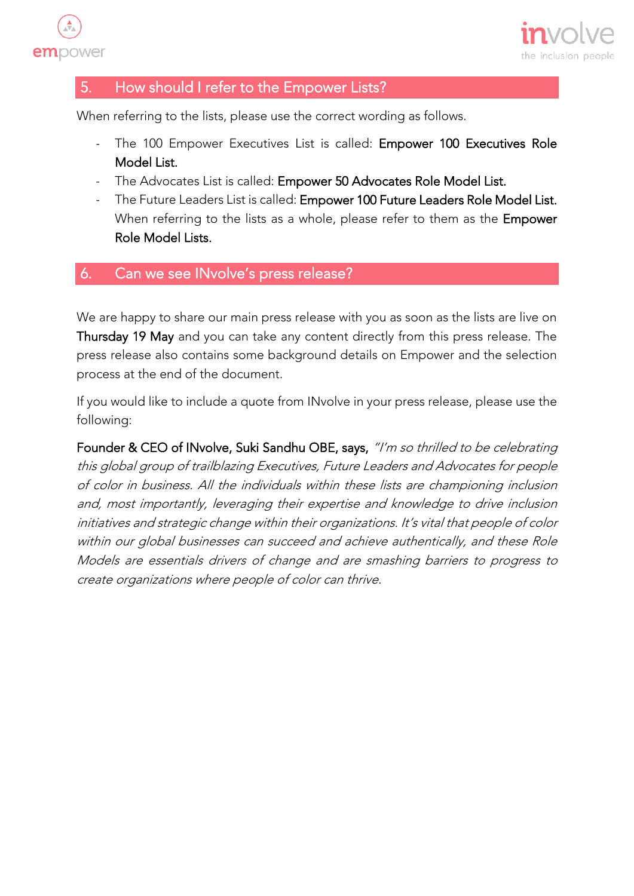## 5. How should I refer to the Empower Lists?

When referring to the lists, please use the correct wording as follows.

- The 100 Empower Executives List is called: **Empower 100 Executives Role Model List.**
- The Advocates List is called: **Empower 50 Advocates Role Model List.**
- The Future Leaders List is called: **Empower 100 Future Leaders Role Model List.** When referring to the lists as a whole, please refer to them as the **Empower Role Model Lists.**

## 6. Can we see INvolve's press release?

We are happy to share our main press release with you as soon as the lists are live on **Thursday 19 May** and you can take any content directly from this press release. The press release also contains some background details on Empower and the selection process at the end of the document.

If you would like to include a quote from INvolve in your press release, please use the following:

**Founder & CEO of INvolve, Suki Sandhu OBE, says,** *"I'm so thrilled to be celebrating this global group of trailblazing Executives, Future Leaders and Advocates for people of color in business. All the individuals within these lists are championing inclusion and, most importantly, leveraging their expertise and knowledge to drive inclusion initiatives and strategic change within their organizations. It's vital that people of color within our global businesses can succeed and achieve authentically, and these Role Models are essentials drivers of change and are smashing barriers to progress to create organizations where people of color can thrive.*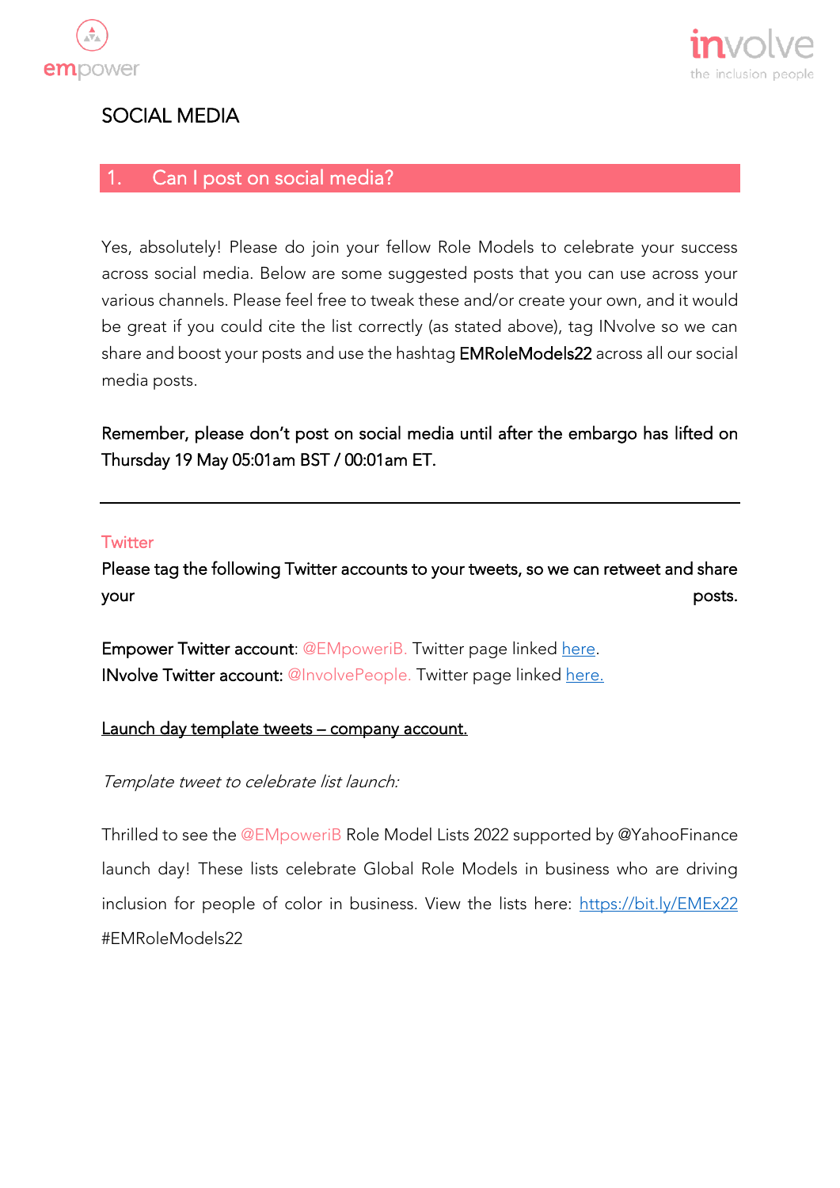# SOCIAL MEDIA

## 1. Can I post on social media?

Yes, absolutely! Please do join your fellow Role Models to celebrate your success across social media. Below are some suggested posts that you can use across your various channels. Please feel free to tweak these and/or create your own, and it would be great if you could cite the list correctly (as stated above), tag INvolve so we can share and boost your posts and use the hashtag **EMRoleModels22** across all our social media posts.

**Remember, please don't post on social media until after the embargo has lifted on Thursday 19 May 05:01am BST / 00:01am ET.**

---

### Twitter

**Please tag the following Twitter accounts to your tweets, so we can retweet and share your posts.**

**Empower Twitter account**: @EMpoweriB. Twitter page linked here.
**INvolve Twitter account:** @InvolvePeople. Twitter page linked here.

**Launch day template tweets – company account.**

*Template tweet to celebrate list launch:*

Thrilled to see the @EMpoweriB Role Model Lists 2022 supported by @YahooFinance launch day! These lists celebrate Global Role Models in business who are driving inclusion for people of color in business. View the lists here: https://bit.ly/EMEx22 #EMRoleModels22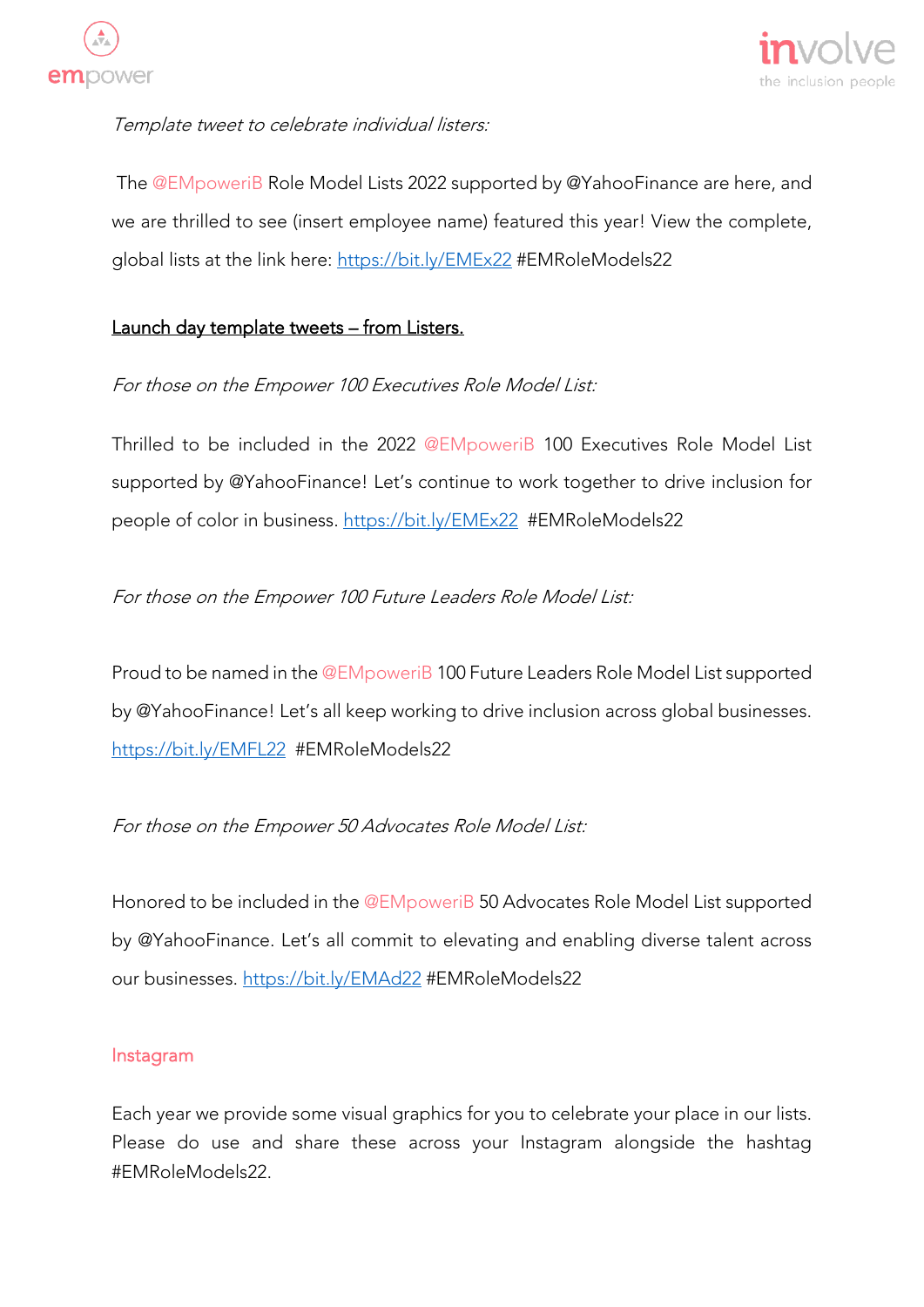*Template tweet to celebrate individual listers:*

The @EMpoweriB Role Model Lists 2022 supported by @YahooFinance are here, and we are thrilled to see (insert employee name) featured this year! View the complete, global lists at the link here: https://bit.ly/EMEx22 #EMRoleModels22

<u>Launch day template tweets – from Listers.</u>

*For those on the Empower 100 Executives Role Model List:*

Thrilled to be included in the 2022 @EMpoweriB 100 Executives Role Model List supported by @YahooFinance! Let's continue to work together to drive inclusion for people of color in business. https://bit.ly/EMEx22 #EMRoleModels22

*For those on the Empower 100 Future Leaders Role Model List:*

Proud to be named in the @EMpoweriB 100 Future Leaders Role Model List supported by @YahooFinance! Let's all keep working to drive inclusion across global businesses. https://bit.ly/EMFL22 #EMRoleModels22

*For those on the Empower 50 Advocates Role Model List:*

Honored to be included in the @EMpoweriB 50 Advocates Role Model List supported by @YahooFinance. Let's all commit to elevating and enabling diverse talent across our businesses. https://bit.ly/EMAd22 #EMRoleModels22

## Instagram

Each year we provide some visual graphics for you to celebrate your place in our lists. Please do use and share these across your Instagram alongside the hashtag #EMRoleModels22.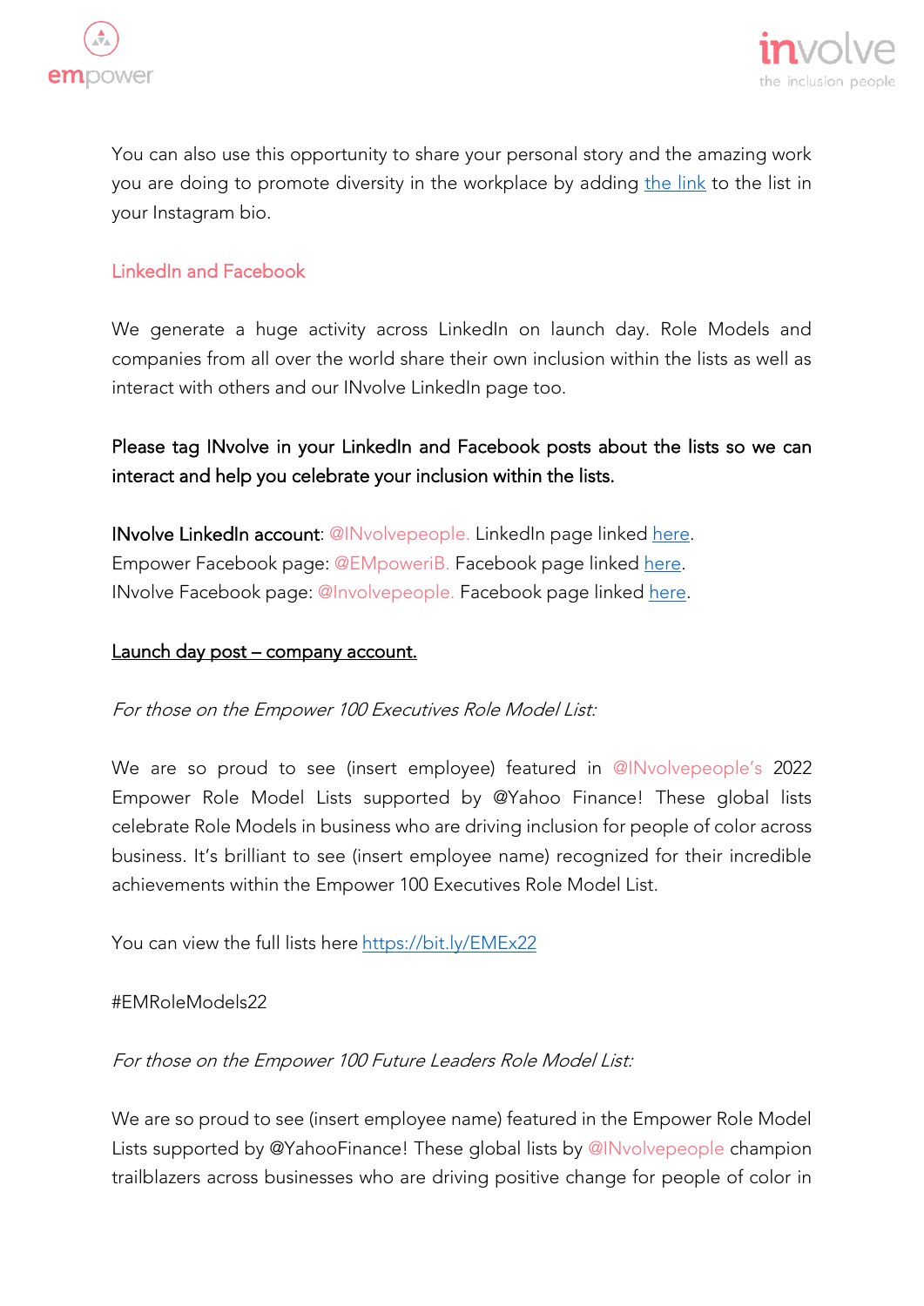You can also use this opportunity to share your personal story and the amazing work you are doing to promote diversity in the workplace by adding the link to the list in your Instagram bio.

## LinkedIn and Facebook

We generate a huge activity across LinkedIn on launch day. Role Models and companies from all over the world share their own inclusion within the lists as well as interact with others and our INvolve LinkedIn page too.

**Please tag INvolve in your LinkedIn and Facebook posts about the lists so we can interact and help you celebrate your inclusion within the lists.**

**INvolve LinkedIn account**: @INvolvepeople. LinkedIn page linked here.
Empower Facebook page: @EMpoweriB. Facebook page linked here.
INvolve Facebook page: @Involvepeople. Facebook page linked here.

Launch day post – company account.

*For those on the Empower 100 Executives Role Model List:*

We are so proud to see (insert employee) featured in @INvolvepeople's 2022 Empower Role Model Lists supported by @Yahoo Finance! These global lists celebrate Role Models in business who are driving inclusion for people of color across business. It's brilliant to see (insert employee name) recognized for their incredible achievements within the Empower 100 Executives Role Model List.

You can view the full lists here https://bit.ly/EMEx22

#EMRoleModels22

*For those on the Empower 100 Future Leaders Role Model List:*

We are so proud to see (insert employee name) featured in the Empower Role Model Lists supported by @YahooFinance! These global lists by @INvolvepeople champion trailblazers across businesses who are driving positive change for people of color in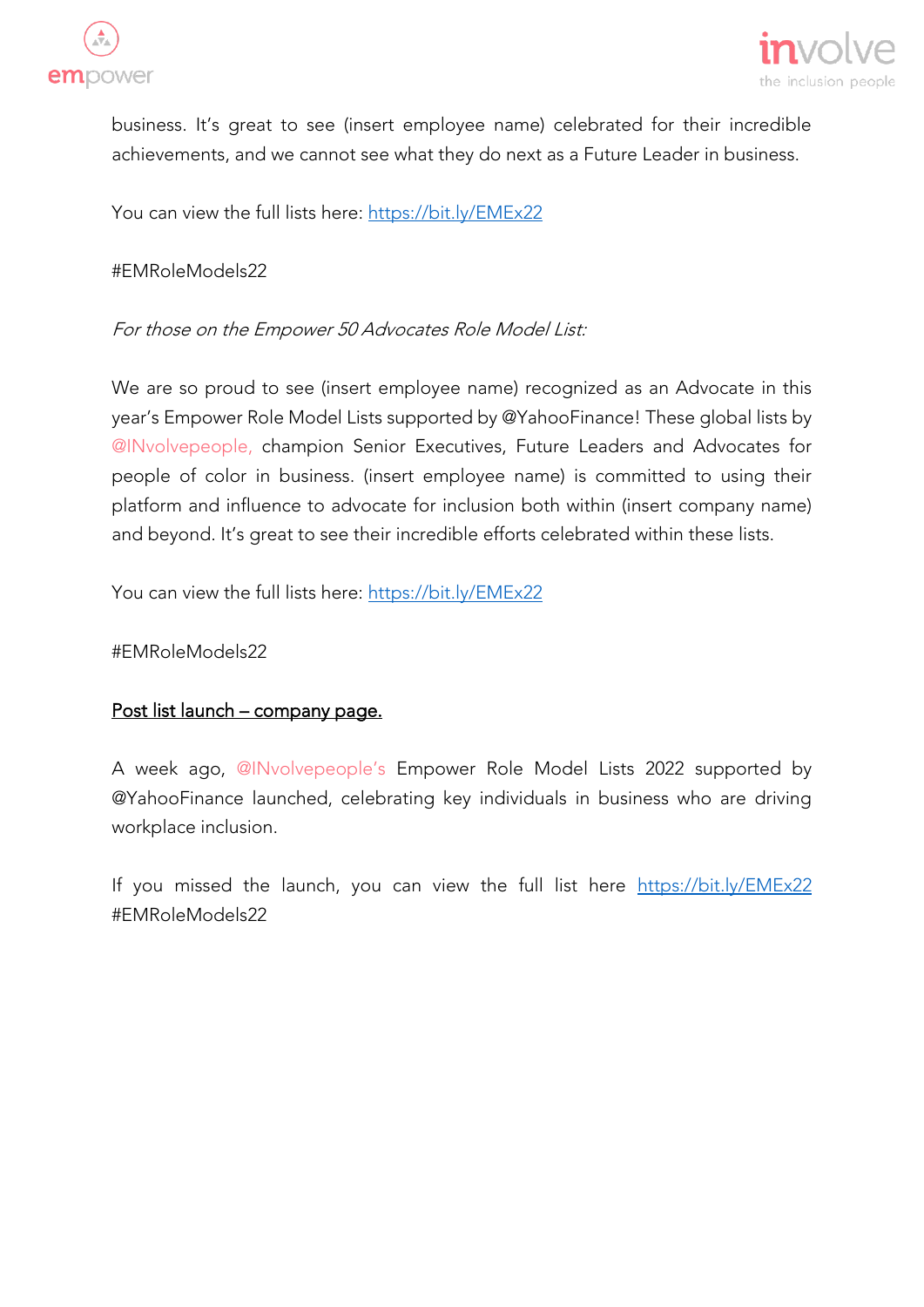business. It's great to see (insert employee name) celebrated for their incredible achievements, and we cannot see what they do next as a Future Leader in business.

You can view the full lists here: https://bit.ly/EMEx22

#EMRoleModels22

*For those on the Empower 50 Advocates Role Model List:*

We are so proud to see (insert employee name) recognized as an Advocate in this year's Empower Role Model Lists supported by @YahooFinance! These global lists by @INvolvepeople, champion Senior Executives, Future Leaders and Advocates for people of color in business. (insert employee name) is committed to using their platform and influence to advocate for inclusion both within (insert company name) and beyond. It's great to see their incredible efforts celebrated within these lists.

You can view the full lists here: https://bit.ly/EMEx22

#EMRoleModels22

<u>Post list launch – company page.</u>

A week ago, @INvolvepeople's Empower Role Model Lists 2022 supported by @YahooFinance launched, celebrating key individuals in business who are driving workplace inclusion.

If you missed the launch, you can view the full list here https://bit.ly/EMEx22 #EMRoleModels22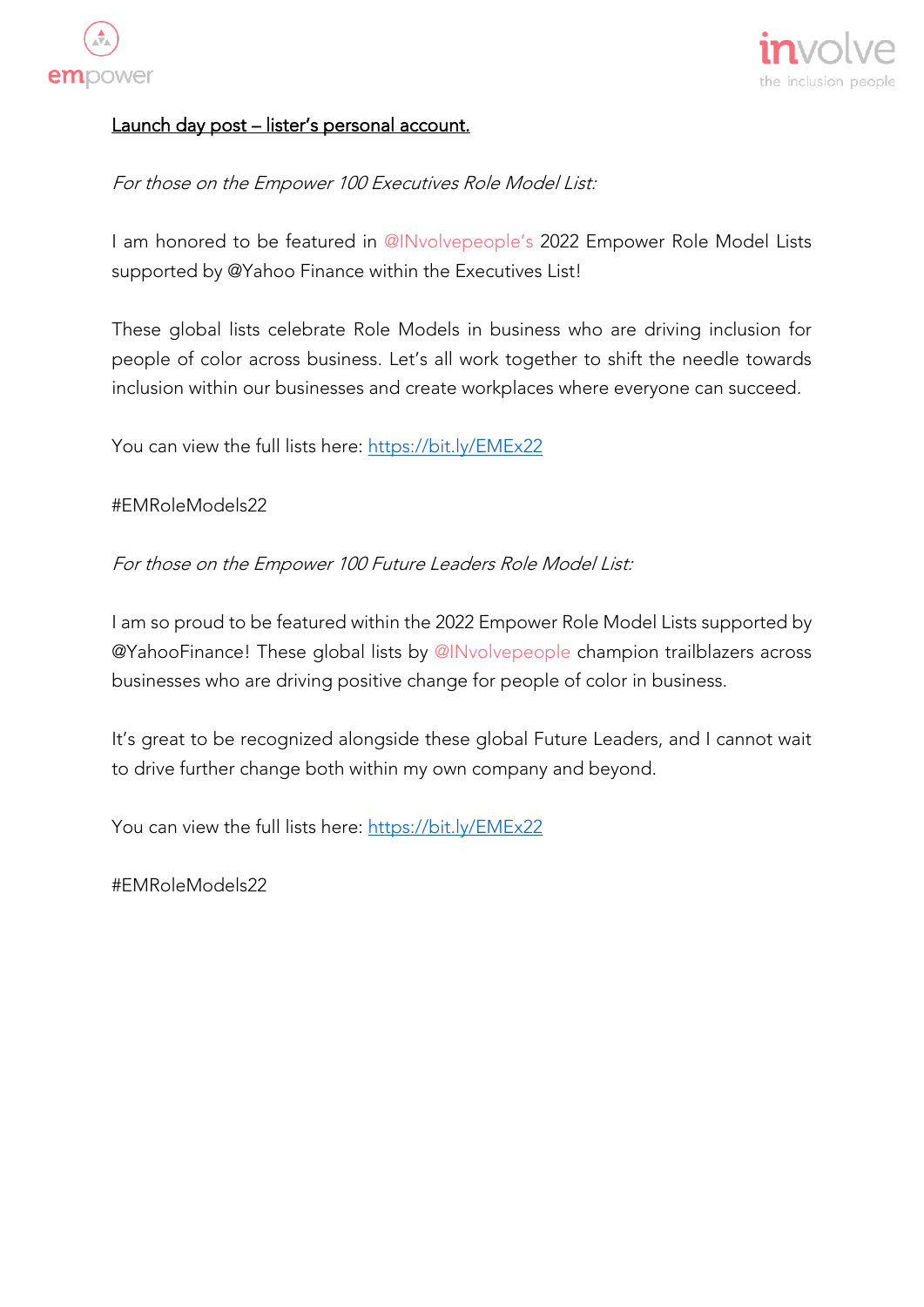<u>Launch day post – lister's personal account.</u>

*For those on the Empower 100 Executives Role Model List:*

I am honored to be featured in @INvolvepeople's 2022 Empower Role Model Lists supported by @Yahoo Finance within the Executives List!

These global lists celebrate Role Models in business who are driving inclusion for people of color across business. Let's all work together to shift the needle towards inclusion within our businesses and create workplaces where everyone can succeed.

You can view the full lists here: https://bit.ly/EMEx22

#EMRoleModels22

*For those on the Empower 100 Future Leaders Role Model List:*

I am so proud to be featured within the 2022 Empower Role Model Lists supported by @YahooFinance! These global lists by @INvolvepeople champion trailblazers across businesses who are driving positive change for people of color in business.

It's great to be recognized alongside these global Future Leaders, and I cannot wait to drive further change both within my own company and beyond.

You can view the full lists here: https://bit.ly/EMEx22

#EMRoleModels22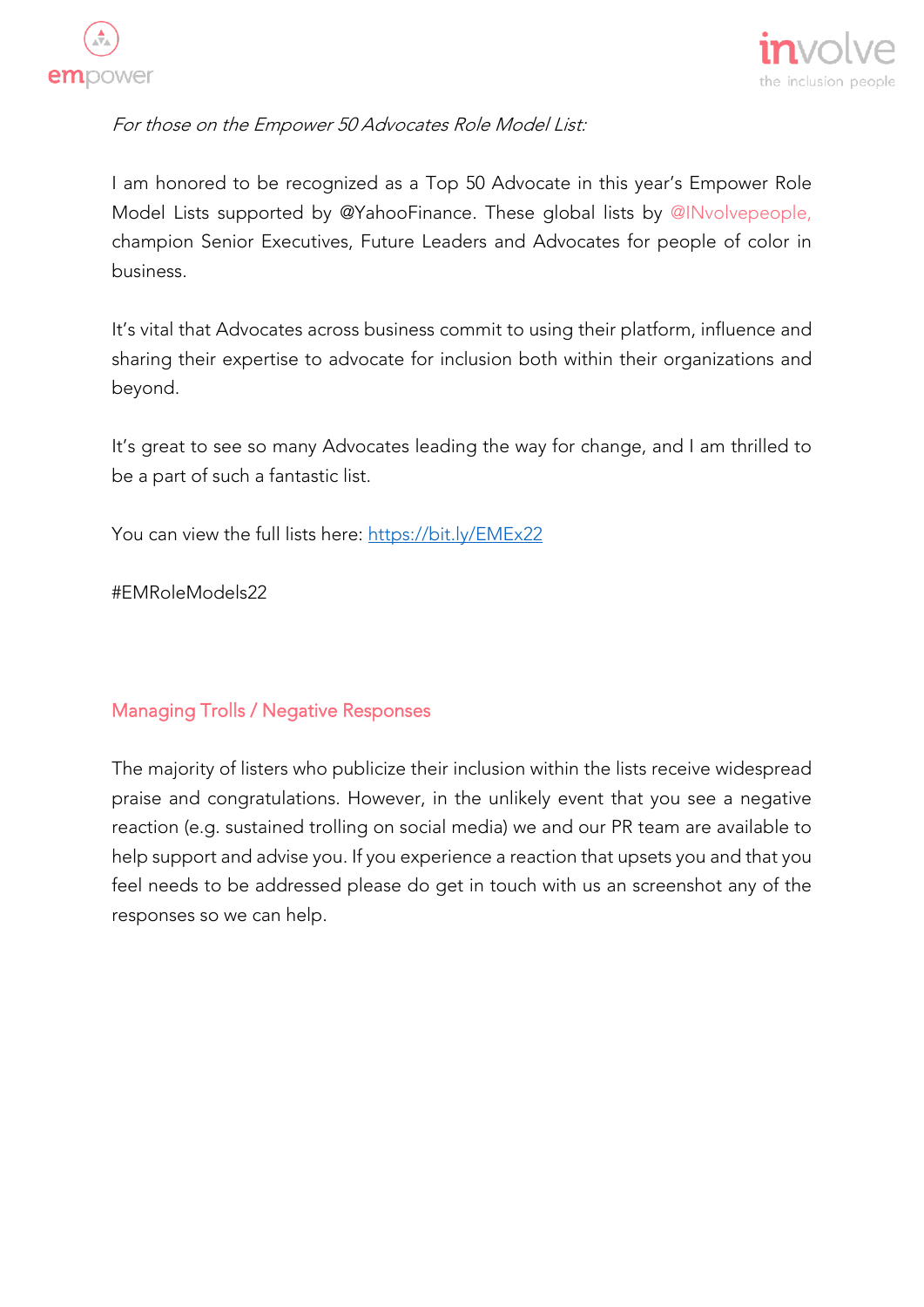*For those on the Empower 50 Advocates Role Model List:*

I am honored to be recognized as a Top 50 Advocate in this year's Empower Role Model Lists supported by @YahooFinance. These global lists by @INvolvepeople, champion Senior Executives, Future Leaders and Advocates for people of color in business.

It's vital that Advocates across business commit to using their platform, influence and sharing their expertise to advocate for inclusion both within their organizations and beyond.

It's great to see so many Advocates leading the way for change, and I am thrilled to be a part of such a fantastic list.

You can view the full lists here: [https://bit.ly/EMEx22](https://bit.ly/EMEx22)

#EMRoleModels22

## Managing Trolls / Negative Responses

The majority of listers who publicize their inclusion within the lists receive widespread praise and congratulations. However, in the unlikely event that you see a negative reaction (e.g. sustained trolling on social media) we and our PR team are available to help support and advise you. If you experience a reaction that upsets you and that you feel needs to be addressed please do get in touch with us an screenshot any of the responses so we can help.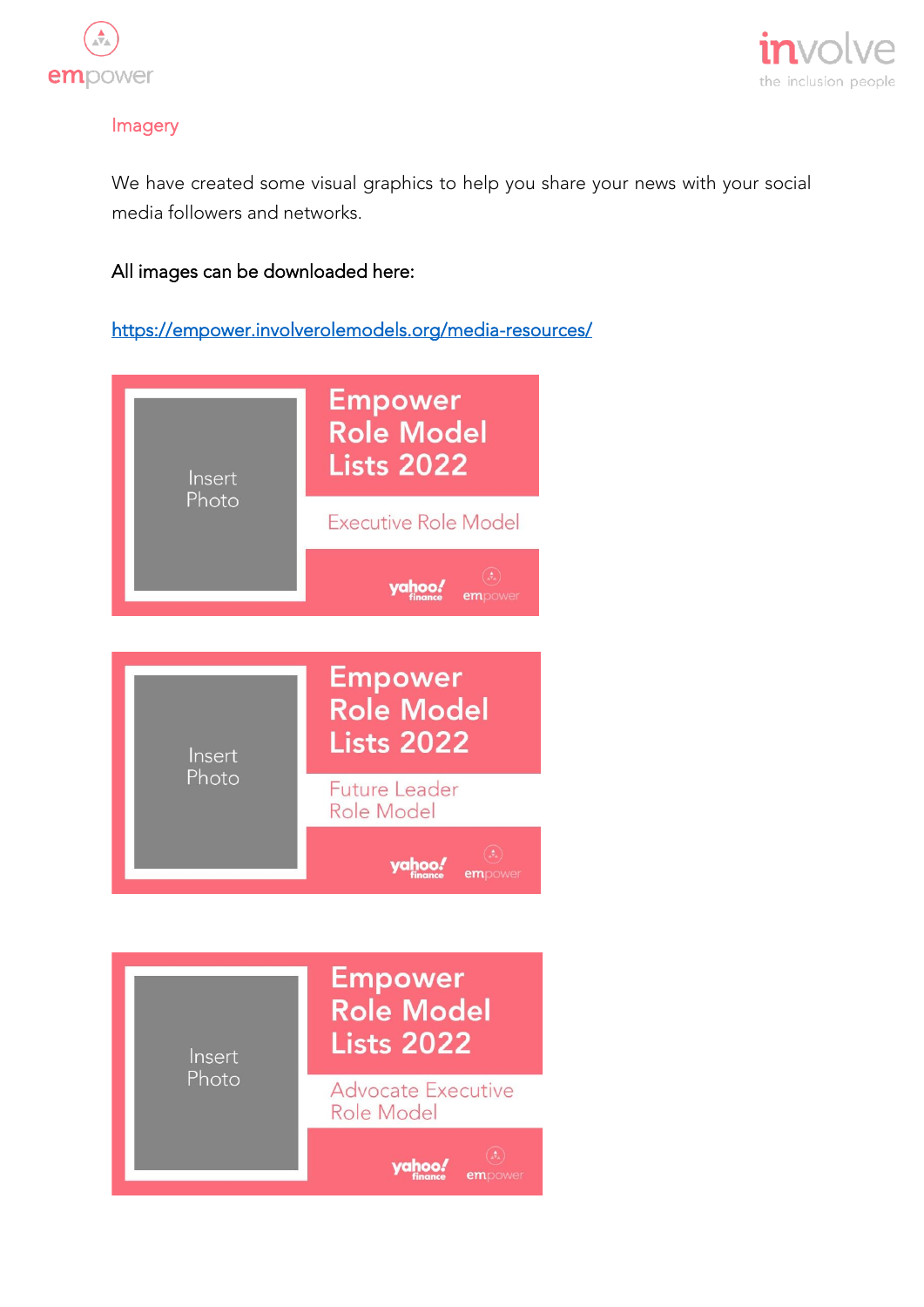## Imagery

We have created some visual graphics to help you share your news with your social media followers and networks.

All images can be downloaded here:

https://empower.involverolemodels.org/media-resources/

Insert Photo

Empower Role Model Lists 2022

Executive Role Model

yahoo! finance empower

Insert Photo

Empower Role Model Lists 2022

Future Leader Role Model

yahoo! finance empower

Insert Photo

Empower Role Model Lists 2022

Advocate Executive Role Model

yahoo! finance empower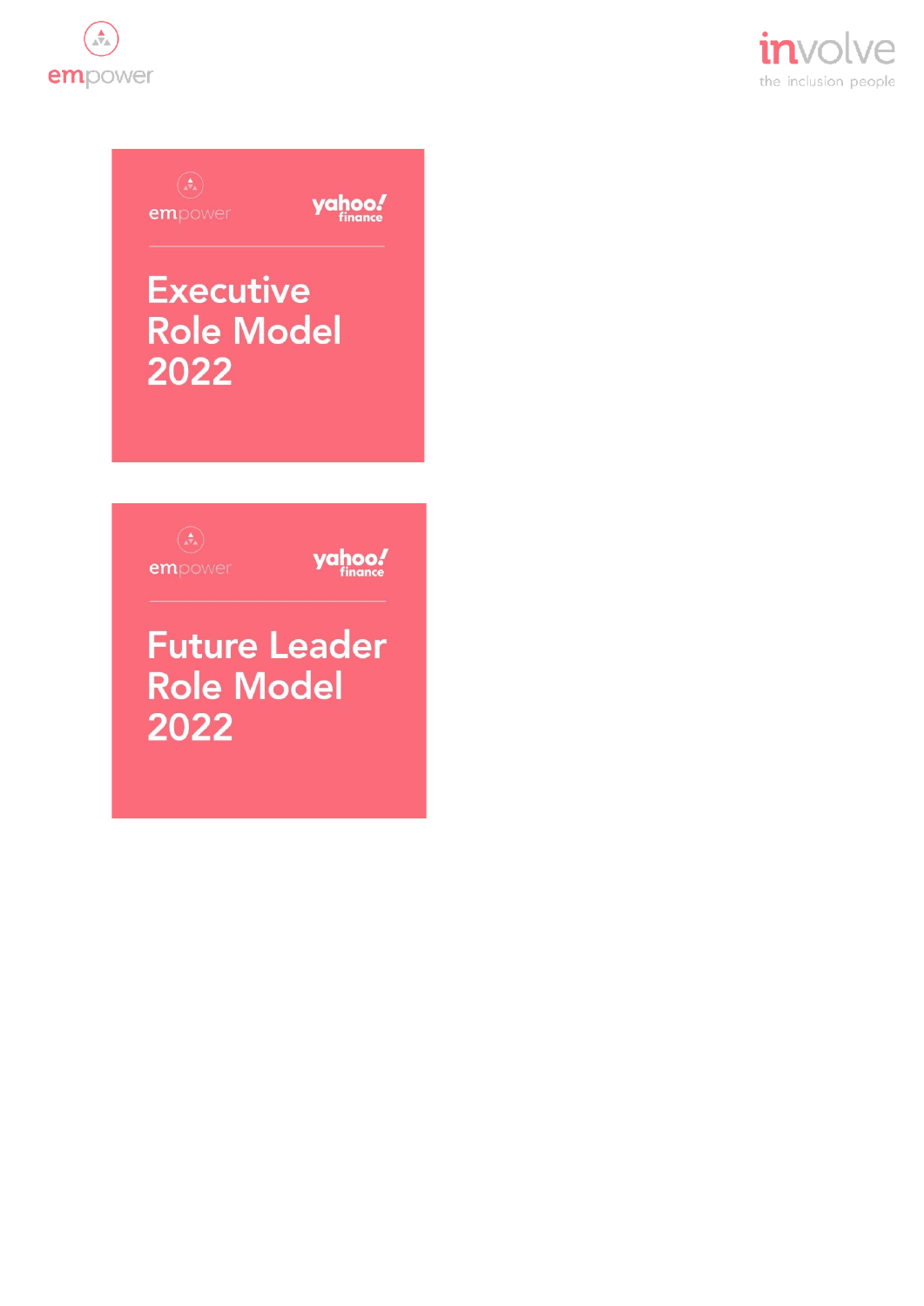empower

yahoo! finance

Executive Role Model 2022

empower

yahoo! finance

Future Leader Role Model 2022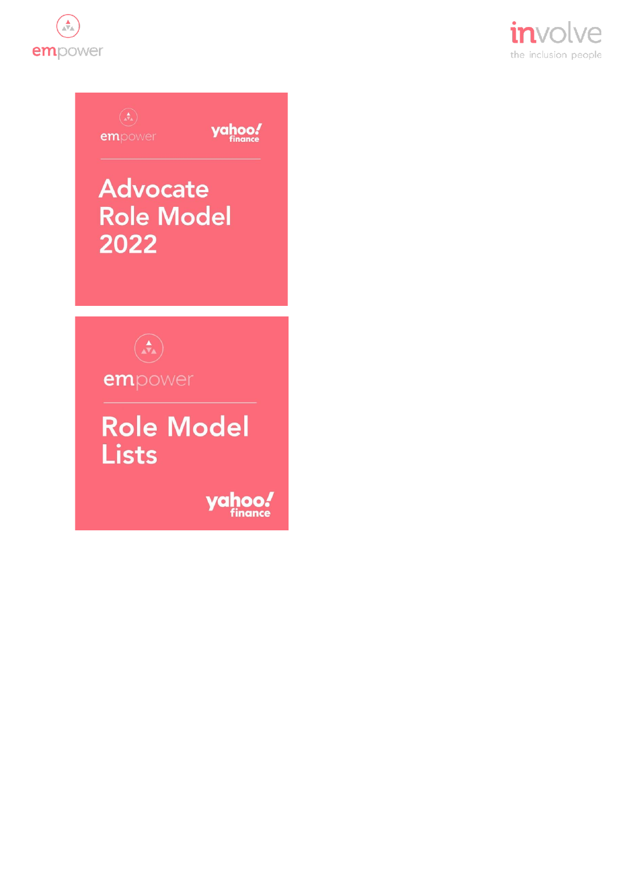Advocate Role Model 2022

Role Model Lists